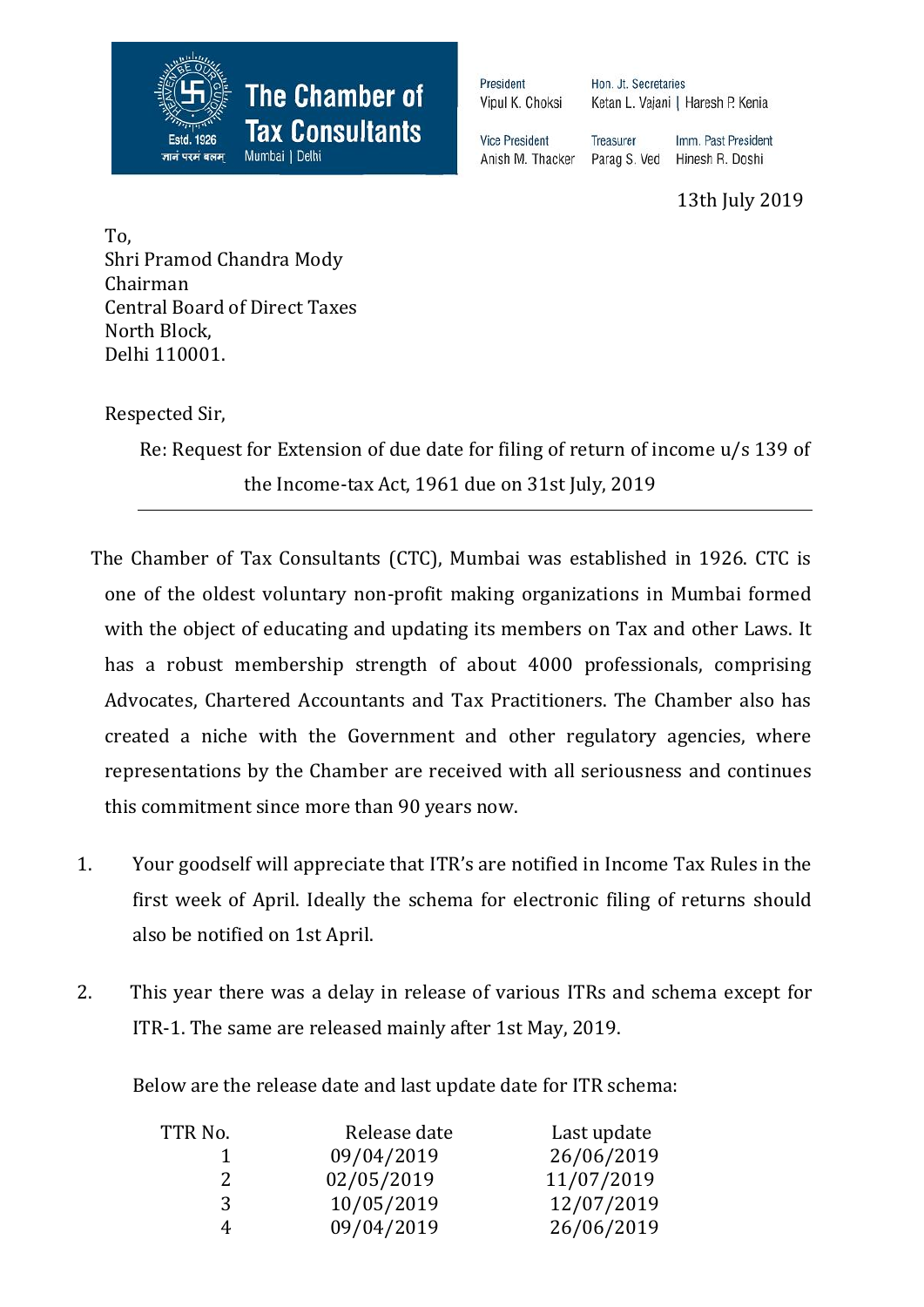**The Chamber of Tax Consultants**
Estd. 1926
ज्ञानं परमं बलम्
Mumbai | Delhi

President
Vipul K. Choksi

Hon. Jt. Secretaries
Ketan L. Vajani | Haresh P. Kenia

Vice President
Anish M. Thacker

Treasurer
Parag S. Ved

Imm. Past President
Hinesh R. Doshi

13th July 2019

To,
Shri Pramod Chandra Mody
Chairman
Central Board of Direct Taxes
North Block,
Delhi 110001.

Respected Sir,

Re: Request for Extension of due date for filing of return of income u/s 139 of the Income-tax Act, 1961 due on 31st July, 2019

---

The Chamber of Tax Consultants (CTC), Mumbai was established in 1926. CTC is one of the oldest voluntary non-profit making organizations in Mumbai formed with the object of educating and updating its members on Tax and other Laws. It has a robust membership strength of about 4000 professionals, comprising Advocates, Chartered Accountants and Tax Practitioners. The Chamber also has created a niche with the Government and other regulatory agencies, where representations by the Chamber are received with all seriousness and continues this commitment since more than 90 years now.

1. Your goodself will appreciate that ITR's are notified in Income Tax Rules in the first week of April. Ideally the schema for electronic filing of returns should also be notified on 1st April.

2. This year there was a delay in release of various ITRs and schema except for ITR-1. The same are released mainly after 1st May, 2019.

   Below are the release date and last update date for ITR schema:

| TTR No. | Release date | Last update |
|---|---|---|
| 1 | 09/04/2019 | 26/06/2019 |
| 2 | 02/05/2019 | 11/07/2019 |
| 3 | 10/05/2019 | 12/07/2019 |
| 4 | 09/04/2019 | 26/06/2019 |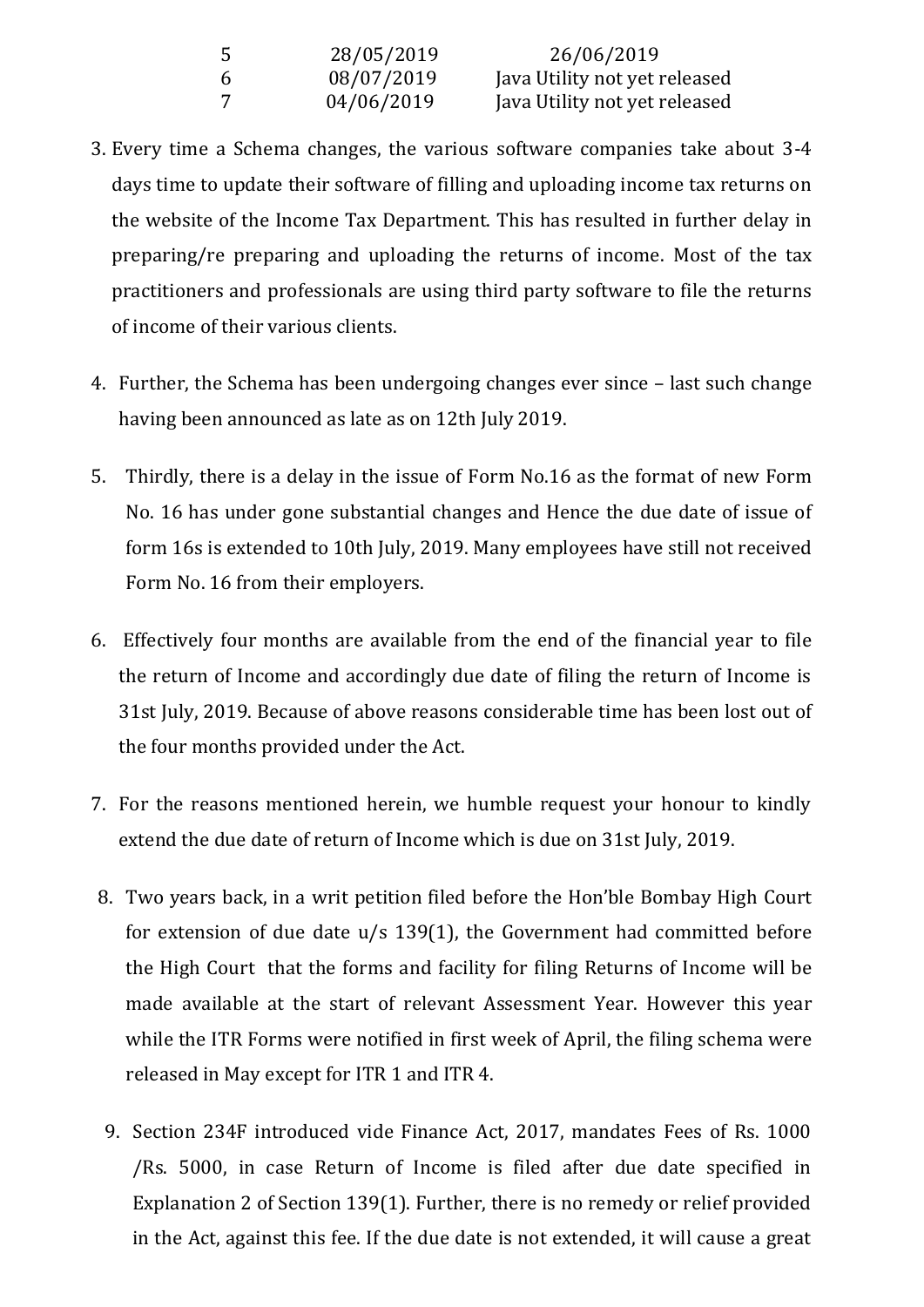| | | |
|---|---|---|
| 5 | 28/05/2019 | 26/06/2019 |
| 6 | 08/07/2019 | Java Utility not yet released |
| 7 | 04/06/2019 | Java Utility not yet released |

3. Every time a Schema changes, the various software companies take about 3-4 days time to update their software of filling and uploading income tax returns on the website of the Income Tax Department. This has resulted in further delay in preparing/re preparing and uploading the returns of income. Most of the tax practitioners and professionals are using third party software to file the returns of income of their various clients.

4. Further, the Schema has been undergoing changes ever since – last such change having been announced as late as on 12th July 2019.

5. Thirdly, there is a delay in the issue of Form No.16 as the format of new Form No. 16 has under gone substantial changes and Hence the due date of issue of form 16s is extended to 10th July, 2019. Many employees have still not received Form No. 16 from their employers.

6. Effectively four months are available from the end of the financial year to file the return of Income and accordingly due date of filing the return of Income is 31st July, 2019. Because of above reasons considerable time has been lost out of the four months provided under the Act.

7. For the reasons mentioned herein, we humble request your honour to kindly extend the due date of return of Income which is due on 31st July, 2019.

8. Two years back, in a writ petition filed before the Hon'ble Bombay High Court for extension of due date u/s 139(1), the Government had committed before the High Court that the forms and facility for filing Returns of Income will be made available at the start of relevant Assessment Year. However this year while the ITR Forms were notified in first week of April, the filing schema were released in May except for ITR 1 and ITR 4.

9. Section 234F introduced vide Finance Act, 2017, mandates Fees of Rs. 1000 /Rs. 5000, in case Return of Income is filed after due date specified in Explanation 2 of Section 139(1). Further, there is no remedy or relief provided in the Act, against this fee. If the due date is not extended, it will cause a great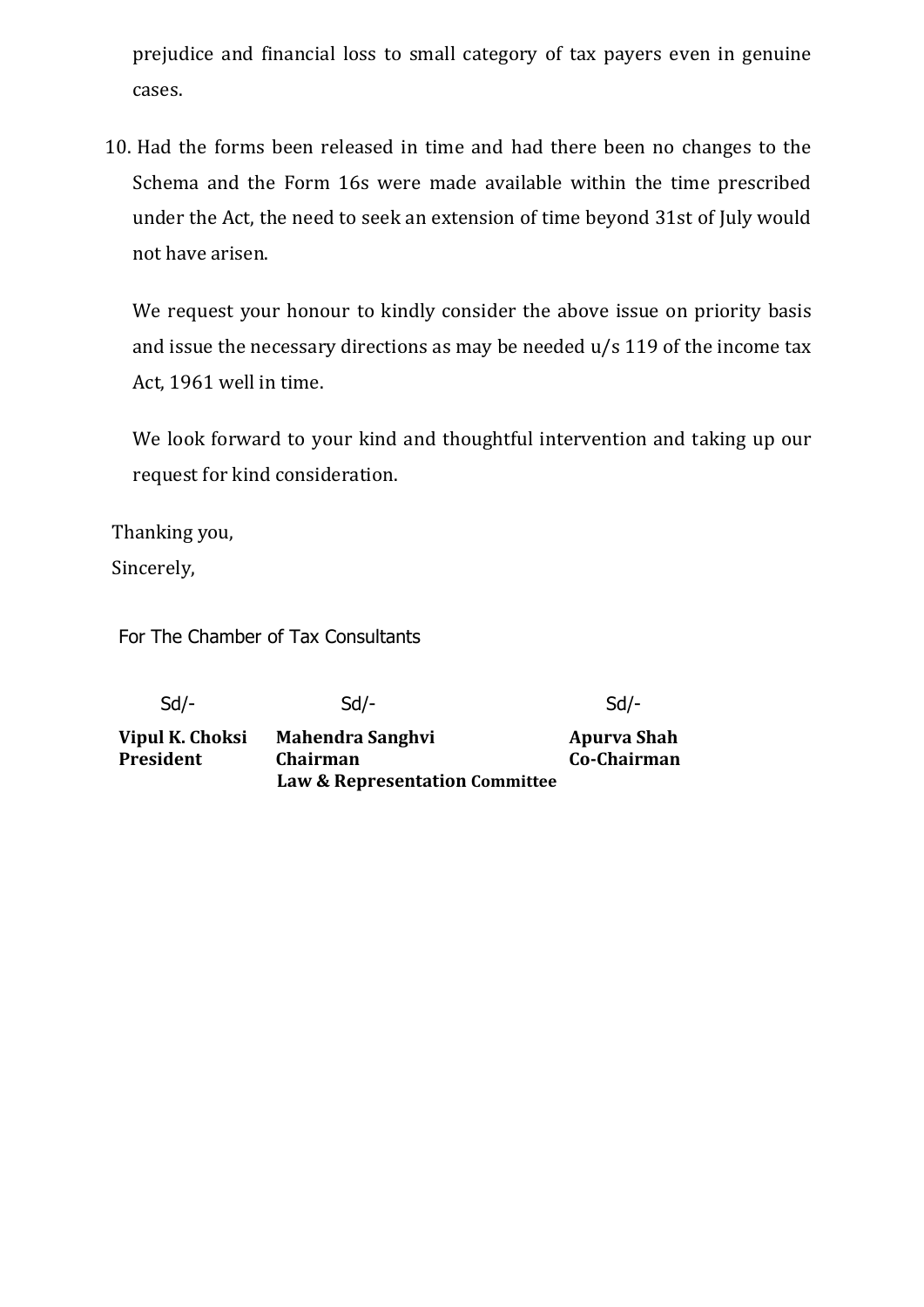prejudice and financial loss to small category of tax payers even in genuine cases.

10. Had the forms been released in time and had there been no changes to the Schema and the Form 16s were made available within the time prescribed under the Act, the need to seek an extension of time beyond 31st of July would not have arisen.

    We request your honour to kindly consider the above issue on priority basis and issue the necessary directions as may be needed u/s 119 of the income tax Act, 1961 well in time.

    We look forward to your kind and thoughtful intervention and taking up our request for kind consideration.

Thanking you,

Sincerely,

For The Chamber of Tax Consultants

| | | |
|---|---|---|
| Sd/- | Sd/- | Sd/- |
| **Vipul K. Choksi** | **Mahendra Sanghvi** | **Apurva Shah** |
| **President** | **Chairman** | **Co-Chairman** |
| | **Law & Representation Committee** | |